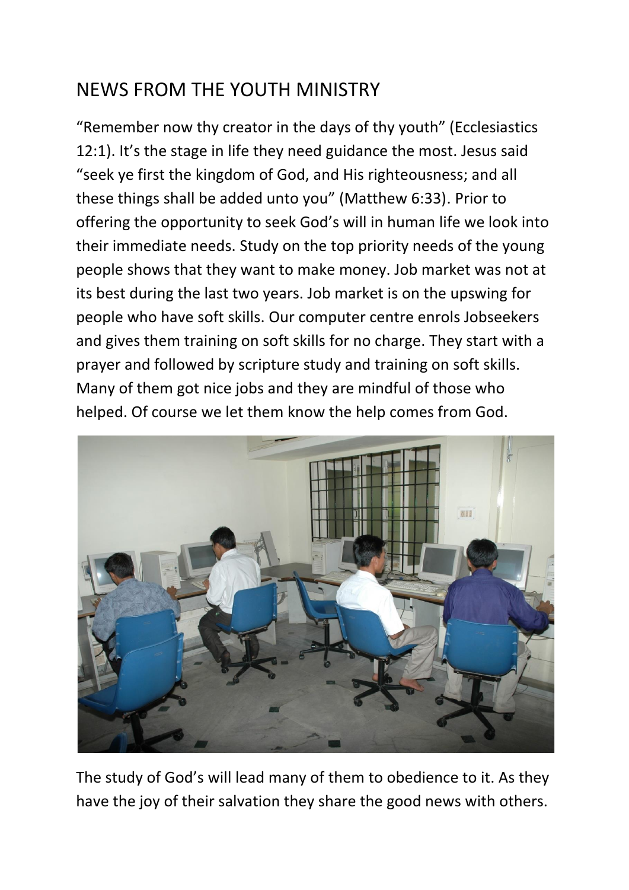# NEWS FROM THE YOUTH MINISTRY

"Remember now thy creator in the days of thy youth" (Ecclesiastics 12:1). It's the stage in life they need guidance the most. Jesus said "seek ye first the kingdom of God, and His righteousness; and all these things shall be added unto you" (Matthew 6:33). Prior to offering the opportunity to seek God's will in human life we look into their immediate needs. Study on the top priority needs of the young people shows that they want to make money. Job market was not at its best during the last two years. Job market is on the upswing for people who have soft skills. Our computer centre enrols Jobseekers and gives them training on soft skills for no charge. They start with a prayer and followed by scripture study and training on soft skills. Many of them got nice jobs and they are mindful of those who helped. Of course we let them know the help comes from God.

The study of God's will lead many of them to obedience to it. As they have the joy of their salvation they share the good news with others.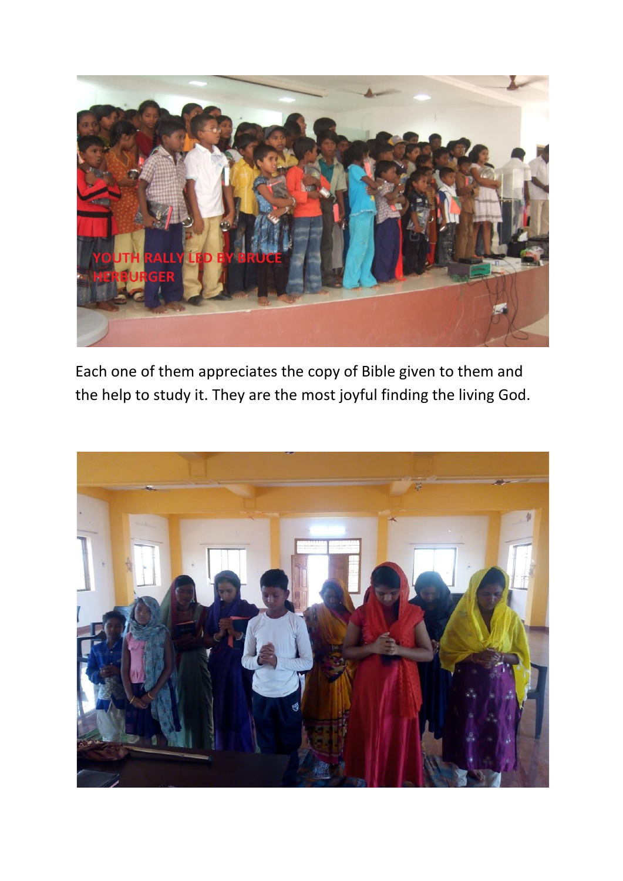Each one of them appreciates the copy of Bible given to them and the help to study it. They are the most joyful finding the living God.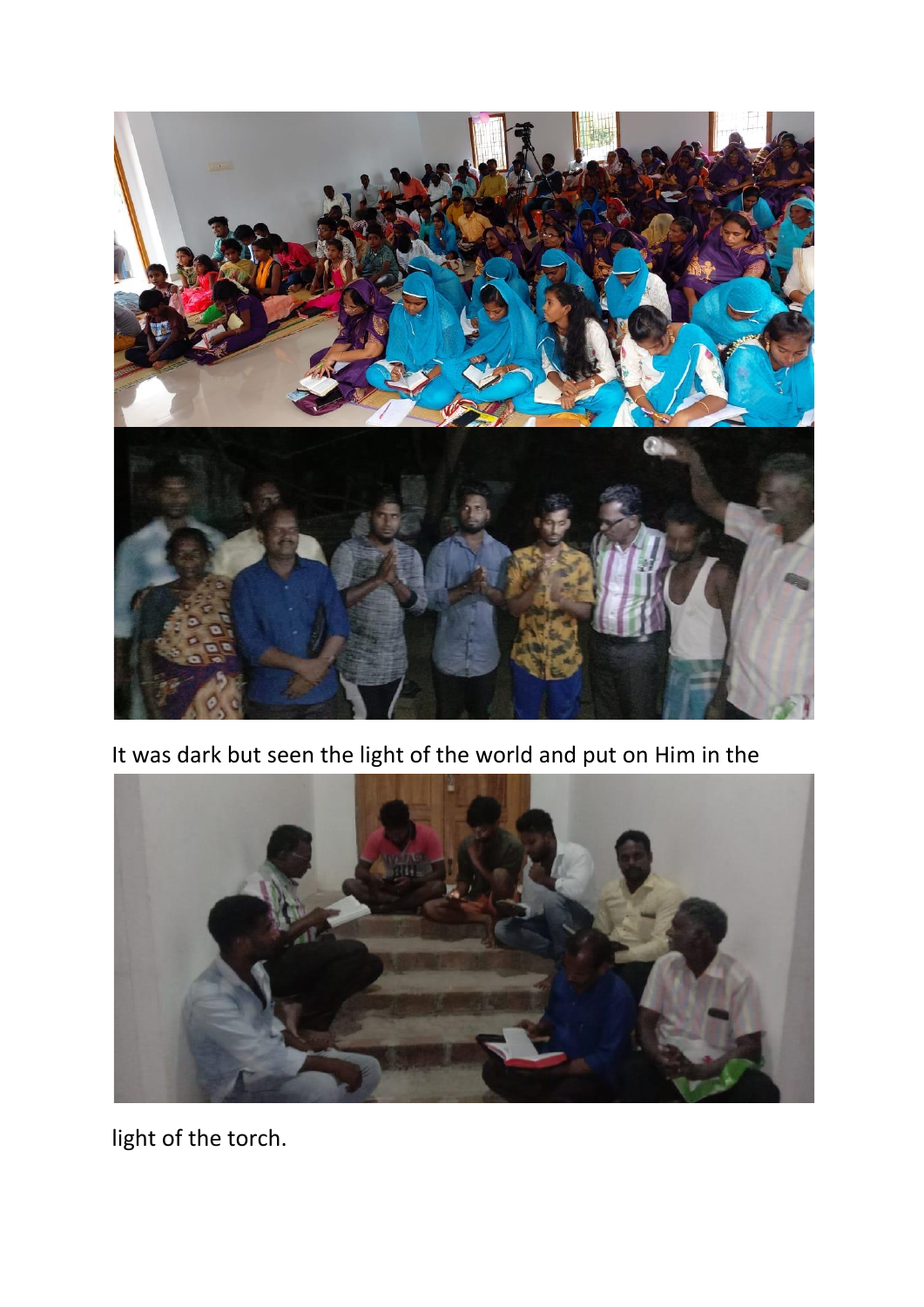It was dark but seen the light of the world and put on Him in the

light of the torch.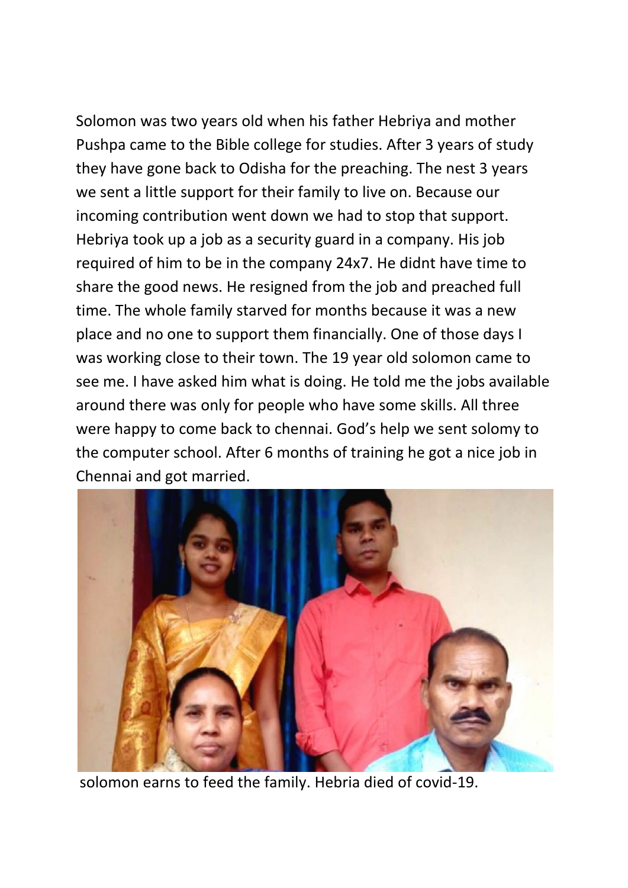Solomon was two years old when his father Hebriya and mother Pushpa came to the Bible college for studies. After 3 years of study they have gone back to Odisha for the preaching. The nest 3 years we sent a little support for their family to live on. Because our incoming contribution went down we had to stop that support. Hebriya took up a job as a security guard in a company. His job required of him to be in the company 24x7. He didnt have time to share the good news. He resigned from the job and preached full time. The whole family starved for months because it was a new place and no one to support them financially. One of those days I was working close to their town. The 19 year old solomon came to see me. I have asked him what is doing. He told me the jobs available around there was only for people who have some skills. All three were happy to come back to chennai. God's help we sent solomy to the computer school. After 6 months of training he got a nice job in Chennai and got married.

solomon earns to feed the family. Hebria died of covid-19.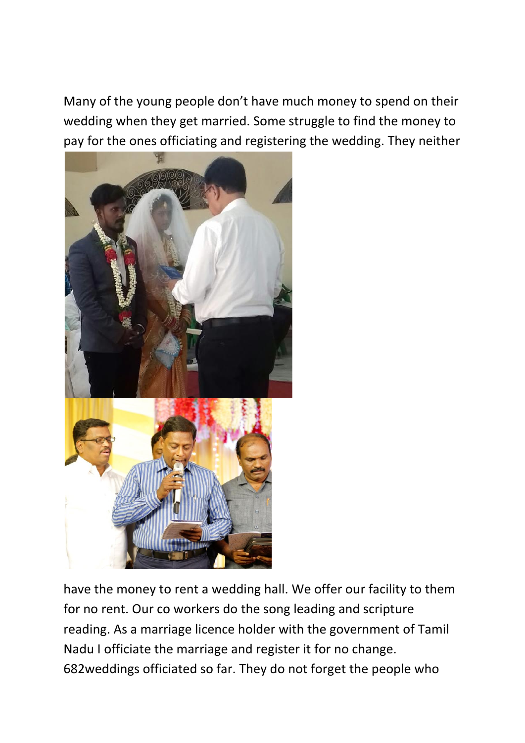Many of the young people don't have much money to spend on their wedding when they get married. Some struggle to find the money to pay for the ones officiating and registering the wedding. They neither have the money to rent a wedding hall. We offer our facility to them for no rent. Our co workers do the song leading and scripture reading. As a marriage licence holder with the government of Tamil Nadu I officiate the marriage and register it for no change. 682weddings officiated so far. They do not forget the people who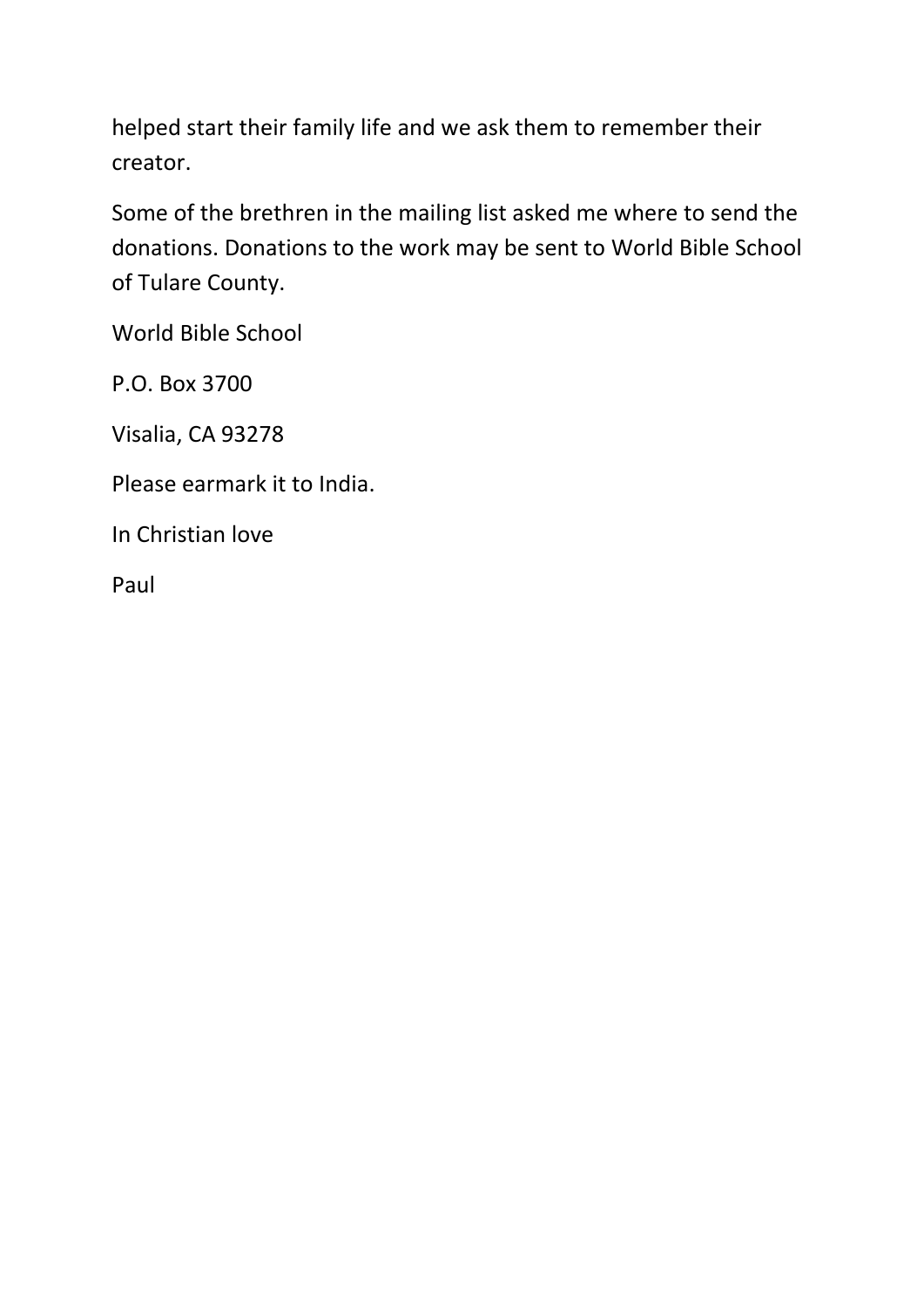helped start their family life and we ask them to remember their creator.

Some of the brethren in the mailing list asked me where to send the donations. Donations to the work may be sent to World Bible School of Tulare County.

World Bible School

P.O. Box 3700

Visalia, CA 93278

Please earmark it to India.

In Christian love

Paul